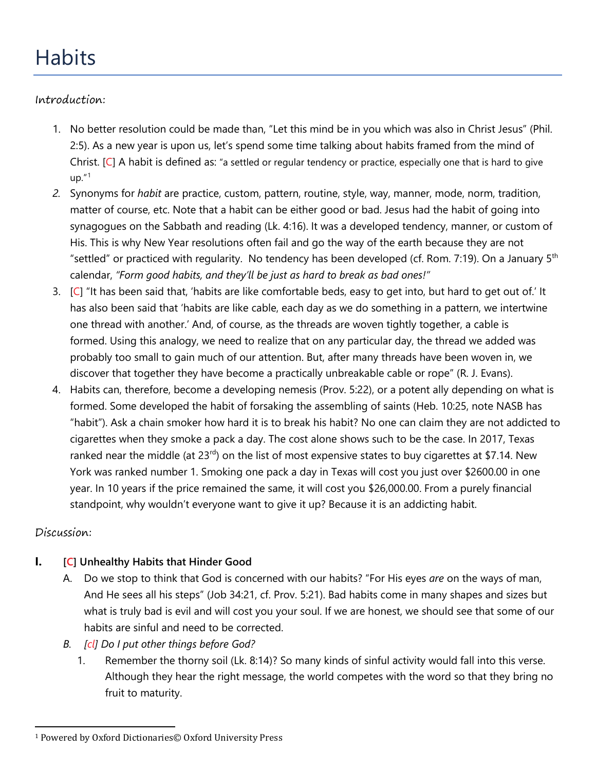# Habits

Introduction:

1. No better resolution could be made than, "Let this mind be in you which was also in Christ Jesus" (Phil. 2:5). As a new year is upon us, let's spend some time talking about habits framed from the mind of Christ. [C] A habit is defined as: "a settled or regular tendency or practice, especially one that is hard to give up."[1]
2. Synonyms for *habit* are practice, custom, pattern, routine, style, way, manner, mode, norm, tradition, matter of course, etc. Note that a habit can be either good or bad. Jesus had the habit of going into synagogues on the Sabbath and reading (Lk. 4:16). It was a developed tendency, manner, or custom of His. This is why New Year resolutions often fail and go the way of the earth because they are not "settled" or practiced with regularity. No tendency has been developed (cf. Rom. 7:19). On a January 5th calendar, *"Form good habits, and they'll be just as hard to break as bad ones!"*
3. [C] "It has been said that, 'habits are like comfortable beds, easy to get into, but hard to get out of.' It has also been said that 'habits are like cable, each day as we do something in a pattern, we intertwine one thread with another.' And, of course, as the threads are woven tightly together, a cable is formed. Using this analogy, we need to realize that on any particular day, the thread we added was probably too small to gain much of our attention. But, after many threads have been woven in, we discover that together they have become a practically unbreakable cable or rope" (R. J. Evans).
4. Habits can, therefore, become a developing nemesis (Prov. 5:22), or a potent ally depending on what is formed. Some developed the habit of forsaking the assembling of saints (Heb. 10:25, note NASB has "habit"). Ask a chain smoker how hard it is to break his habit? No one can claim they are not addicted to cigarettes when they smoke a pack a day. The cost alone shows such to be the case. In 2017, Texas ranked near the middle (at 23rd) on the list of most expensive states to buy cigarettes at $7.14. New York was ranked number 1. Smoking one pack a day in Texas will cost you just over $2600.00 in one year. In 10 years if the price remained the same, it will cost you $26,000.00. From a purely financial standpoint, why wouldn't everyone want to give it up? Because it is an addicting habit.

Discussion:

## I. [C] Unhealthy Habits that Hinder Good

A. Do we stop to think that God is concerned with our habits? "For His eyes *are* on the ways of man, And He sees all his steps" (Job 34:21, cf. Prov. 5:21). Bad habits come in many shapes and sizes but what is truly bad is evil and will cost you your soul. If we are honest, we should see that some of our habits are sinful and need to be corrected.

B. *[cl] Do I put other things before God?*

1. Remember the thorny soil (Lk. 8:14)? So many kinds of sinful activity would fall into this verse. Although they hear the right message, the world competes with the word so that they bring no fruit to maturity.

---

[1] Powered by Oxford Dictionaries© Oxford University Press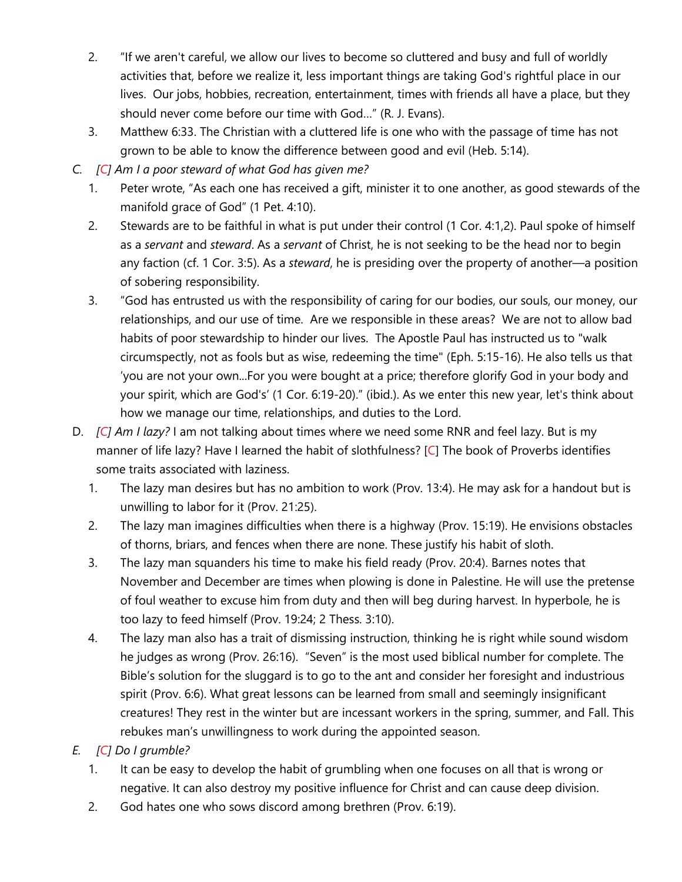2. "If we aren't careful, we allow our lives to become so cluttered and busy and full of worldly activities that, before we realize it, less important things are taking God's rightful place in our lives. Our jobs, hobbies, recreation, entertainment, times with friends all have a place, but they should never come before our time with God…" (R. J. Evans).
3. Matthew 6:33. The Christian with a cluttered life is one who with the passage of time has not grown to be able to know the difference between good and evil (Heb. 5:14).

*C. [C] Am I a poor steward of what God has given me?*

1. Peter wrote, "As each one has received a gift, minister it to one another, as good stewards of the manifold grace of God" (1 Pet. 4:10).
2. Stewards are to be faithful in what is put under their control (1 Cor. 4:1,2). Paul spoke of himself as a *servant* and *steward*. As a *servant* of Christ, he is not seeking to be the head nor to begin any faction (cf. 1 Cor. 3:5). As a *steward*, he is presiding over the property of another—a position of sobering responsibility.
3. "God has entrusted us with the responsibility of caring for our bodies, our souls, our money, our relationships, and our use of time. Are we responsible in these areas? We are not to allow bad habits of poor stewardship to hinder our lives. The Apostle Paul has instructed us to "walk circumspectly, not as fools but as wise, redeeming the time" (Eph. 5:15-16). He also tells us that 'you are not your own...For you were bought at a price; therefore glorify God in your body and your spirit, which are God's' (1 Cor. 6:19-20)." (ibid.). As we enter this new year, let's think about how we manage our time, relationships, and duties to the Lord.

D. *[C] Am I lazy?* I am not talking about times where we need some RNR and feel lazy. But is my manner of life lazy? Have I learned the habit of slothfulness? [C] The book of Proverbs identifies some traits associated with laziness.

1. The lazy man desires but has no ambition to work (Prov. 13:4). He may ask for a handout but is unwilling to labor for it (Prov. 21:25).
2. The lazy man imagines difficulties when there is a highway (Prov. 15:19). He envisions obstacles of thorns, briars, and fences when there are none. These justify his habit of sloth.
3. The lazy man squanders his time to make his field ready (Prov. 20:4). Barnes notes that November and December are times when plowing is done in Palestine. He will use the pretense of foul weather to excuse him from duty and then will beg during harvest. In hyperbole, he is too lazy to feed himself (Prov. 19:24; 2 Thess. 3:10).
4. The lazy man also has a trait of dismissing instruction, thinking he is right while sound wisdom he judges as wrong (Prov. 26:16). "Seven" is the most used biblical number for complete. The Bible's solution for the sluggard is to go to the ant and consider her foresight and industrious spirit (Prov. 6:6). What great lessons can be learned from small and seemingly insignificant creatures! They rest in the winter but are incessant workers in the spring, summer, and Fall. This rebukes man's unwillingness to work during the appointed season.

*E. [C] Do I grumble?*

1. It can be easy to develop the habit of grumbling when one focuses on all that is wrong or negative. It can also destroy my positive influence for Christ and can cause deep division.
2. God hates one who sows discord among brethren (Prov. 6:19).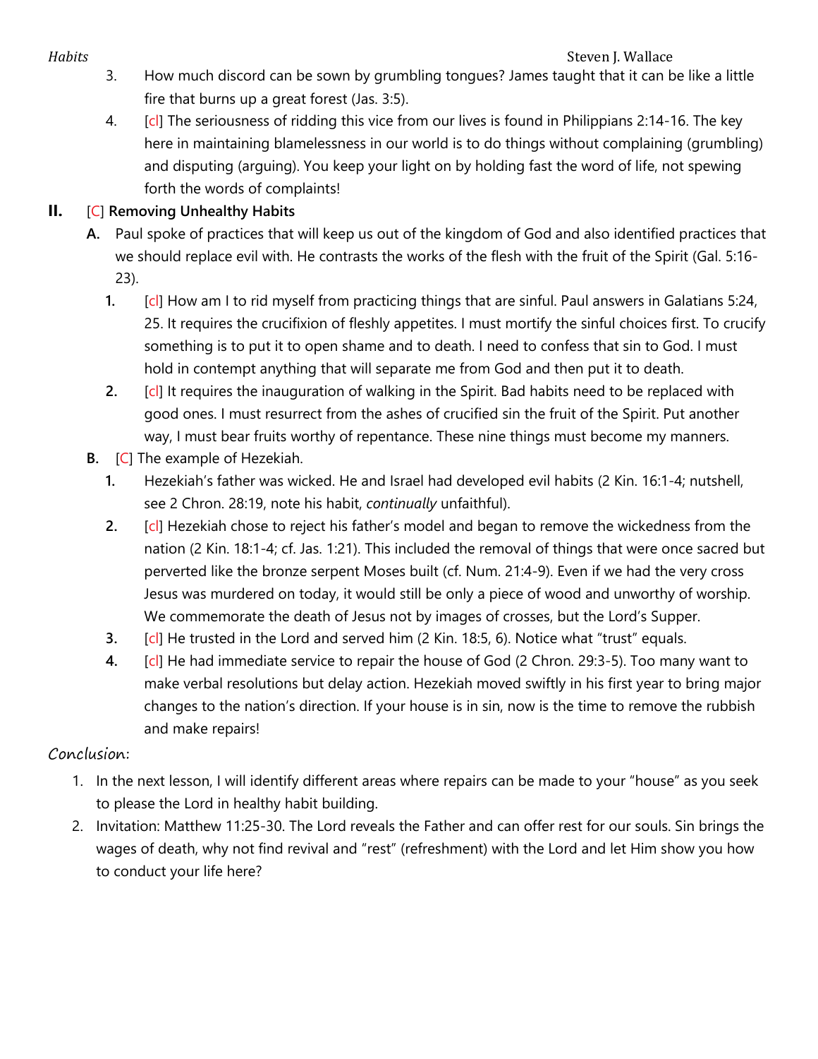3. How much discord can be sown by grumbling tongues? James taught that it can be like a little fire that burns up a great forest (Jas. 3:5).
4. [cl] The seriousness of ridding this vice from our lives is found in Philippians 2:14-16. The key here in maintaining blamelessness in our world is to do things without complaining (grumbling) and disputing (arguing). You keep your light on by holding fast the word of life, not spewing forth the words of complaints!

## II. [C] **Removing Unhealthy Habits**

**A.** Paul spoke of practices that will keep us out of the kingdom of God and also identified practices that we should replace evil with. He contrasts the works of the flesh with the fruit of the Spirit (Gal. 5:16-23).

1. [cl] How am I to rid myself from practicing things that are sinful. Paul answers in Galatians 5:24, 25. It requires the crucifixion of fleshly appetites. I must mortify the sinful choices first. To crucify something is to put it to open shame and to death. I need to confess that sin to God. I must hold in contempt anything that will separate me from God and then put it to death.
2. [cl] It requires the inauguration of walking in the Spirit. Bad habits need to be replaced with good ones. I must resurrect from the ashes of crucified sin the fruit of the Spirit. Put another way, I must bear fruits worthy of repentance. These nine things must become my manners.

**B.** [C] The example of Hezekiah.

1. Hezekiah's father was wicked. He and Israel had developed evil habits (2 Kin. 16:1-4; nutshell, see 2 Chron. 28:19, note his habit, *continually* unfaithful).
2. [cl] Hezekiah chose to reject his father's model and began to remove the wickedness from the nation (2 Kin. 18:1-4; cf. Jas. 1:21). This included the removal of things that were once sacred but perverted like the bronze serpent Moses built (cf. Num. 21:4-9). Even if we had the very cross Jesus was murdered on today, it would still be only a piece of wood and unworthy of worship. We commemorate the death of Jesus not by images of crosses, but the Lord's Supper.
3. [cl] He trusted in the Lord and served him (2 Kin. 18:5, 6). Notice what "trust" equals.
4. [cl] He had immediate service to repair the house of God (2 Chron. 29:3-5). Too many want to make verbal resolutions but delay action. Hezekiah moved swiftly in his first year to bring major changes to the nation's direction. If your house is in sin, now is the time to remove the rubbish and make repairs!

## Conclusion:

1. In the next lesson, I will identify different areas where repairs can be made to your "house" as you seek to please the Lord in healthy habit building.
2. Invitation: Matthew 11:25-30. The Lord reveals the Father and can offer rest for our souls. Sin brings the wages of death, why not find revival and "rest" (refreshment) with the Lord and let Him show you how to conduct your life here?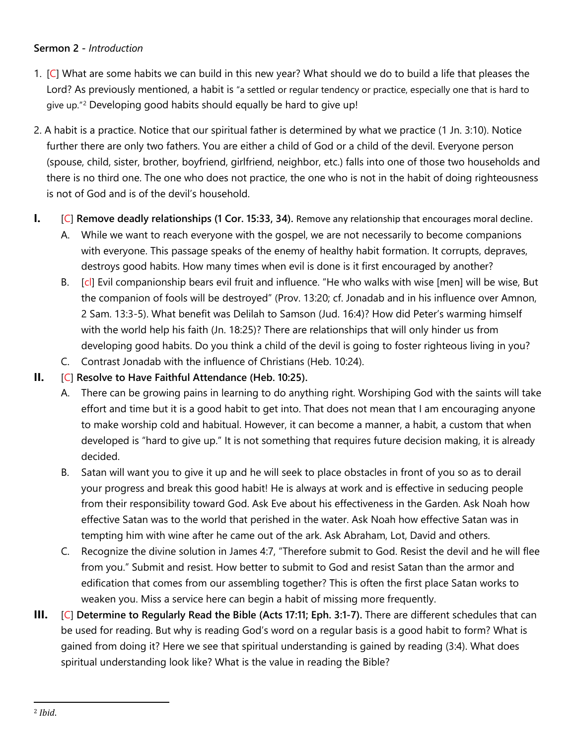**Sermon 2** - *Introduction*

1. [C] What are some habits we can build in this new year? What should we do to build a life that pleases the Lord? As previously mentioned, a habit is "a settled or regular tendency or practice, especially one that is hard to give up."[2] Developing good habits should equally be hard to give up!

2. A habit is a practice. Notice that our spiritual father is determined by what we practice (1 Jn. 3:10). Notice further there are only two fathers. You are either a child of God or a child of the devil. Everyone person (spouse, child, sister, brother, boyfriend, girlfriend, neighbor, etc.) falls into one of those two households and there is no third one. The one who does not practice, the one who is not in the habit of doing righteousness is not of God and is of the devil's household.

**I.** [C] **Remove deadly relationships (1 Cor. 15:33, 34).** Remove any relationship that encourages moral decline.

   A. While we want to reach everyone with the gospel, we are not necessarily to become companions with everyone. This passage speaks of the enemy of healthy habit formation. It corrupts, depraves, destroys good habits. How many times when evil is done is it first encouraged by another?

   B. [cl] Evil companionship bears evil fruit and influence. "He who walks with wise [men] will be wise, But the companion of fools will be destroyed" (Prov. 13:20; cf. Jonadab and in his influence over Amnon, 2 Sam. 13:3-5). What benefit was Delilah to Samson (Jud. 16:4)? How did Peter's warming himself with the world help his faith (Jn. 18:25)? There are relationships that will only hinder us from developing good habits. Do you think a child of the devil is going to foster righteous living in you?

   C. Contrast Jonadab with the influence of Christians (Heb. 10:24).

**II.** [C] **Resolve to Have Faithful Attendance (Heb. 10:25).**

   A. There can be growing pains in learning to do anything right. Worshiping God with the saints will take effort and time but it is a good habit to get into. That does not mean that I am encouraging anyone to make worship cold and habitual. However, it can become a manner, a habit, a custom that when developed is "hard to give up." It is not something that requires future decision making, it is already decided.

   B. Satan will want you to give it up and he will seek to place obstacles in front of you so as to derail your progress and break this good habit! He is always at work and is effective in seducing people from their responsibility toward God. Ask Eve about his effectiveness in the Garden. Ask Noah how effective Satan was to the world that perished in the water. Ask Noah how effective Satan was in tempting him with wine after he came out of the ark. Ask Abraham, Lot, David and others.

   C. Recognize the divine solution in James 4:7, "Therefore submit to God. Resist the devil and he will flee from you." Submit and resist. How better to submit to God and resist Satan than the armor and edification that comes from our assembling together? This is often the first place Satan works to weaken you. Miss a service here can begin a habit of missing more frequently.

**III.** [C] **Determine to Regularly Read the Bible (Acts 17:11; Eph. 3:1-7).** There are different schedules that can be used for reading. But why is reading God's word on a regular basis is a good habit to form? What is gained from doing it? Here we see that spiritual understanding is gained by reading (3:4). What does spiritual understanding look like? What is the value in reading the Bible?

---

[2] *Ibid*.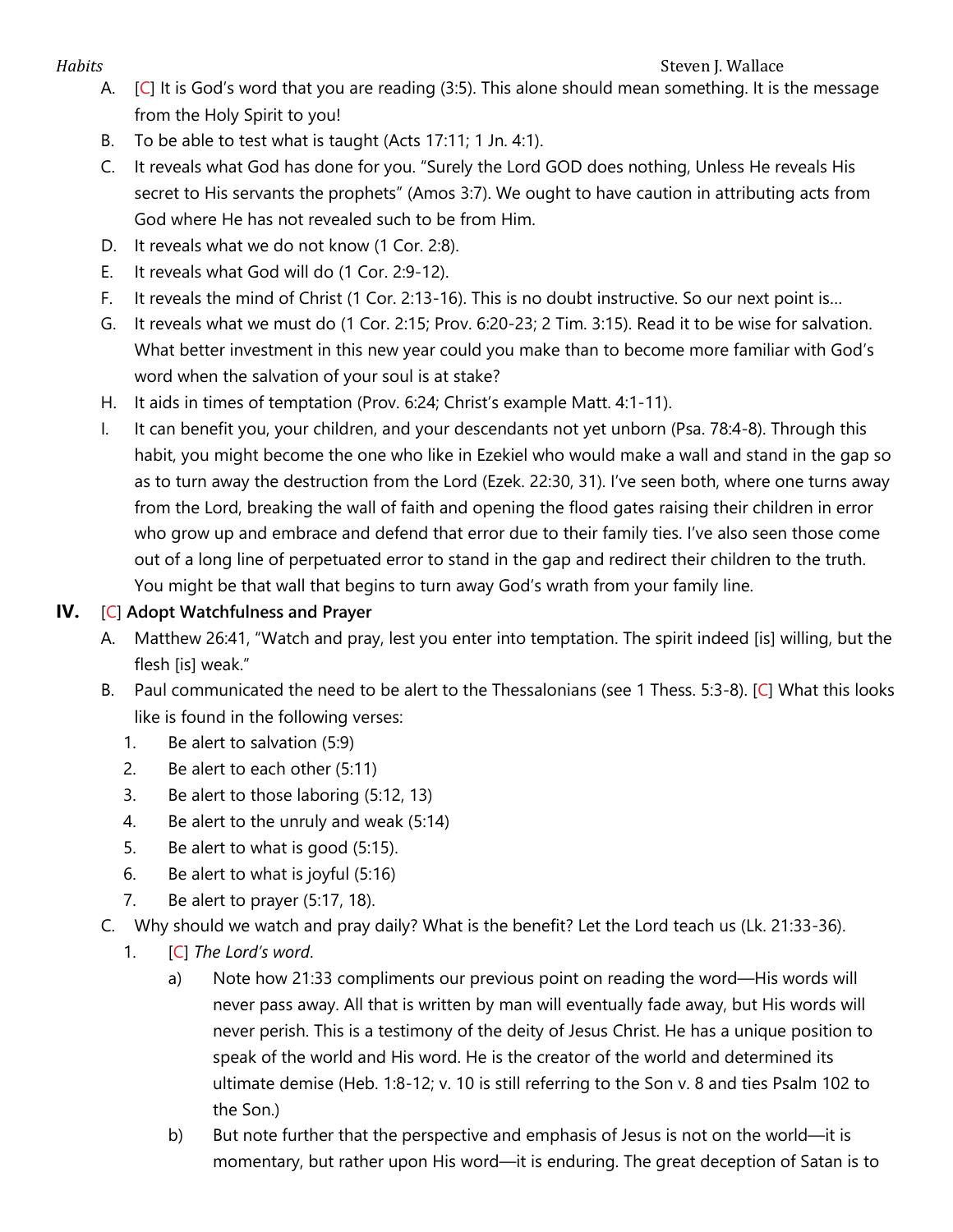A. [C] It is God's word that you are reading (3:5). This alone should mean something. It is the message from the Holy Spirit to you!

B. To be able to test what is taught (Acts 17:11; 1 Jn. 4:1).

C. It reveals what God has done for you. "Surely the Lord GOD does nothing, Unless He reveals His secret to His servants the prophets" (Amos 3:7). We ought to have caution in attributing acts from God where He has not revealed such to be from Him.

D. It reveals what we do not know (1 Cor. 2:8).

E. It reveals what God will do (1 Cor. 2:9-12).

F. It reveals the mind of Christ (1 Cor. 2:13-16). This is no doubt instructive. So our next point is…

G. It reveals what we must do (1 Cor. 2:15; Prov. 6:20-23; 2 Tim. 3:15). Read it to be wise for salvation. What better investment in this new year could you make than to become more familiar with God's word when the salvation of your soul is at stake?

H. It aids in times of temptation (Prov. 6:24; Christ's example Matt. 4:1-11).

I. It can benefit you, your children, and your descendants not yet unborn (Psa. 78:4-8). Through this habit, you might become the one who like in Ezekiel who would make a wall and stand in the gap so as to turn away the destruction from the Lord (Ezek. 22:30, 31). I've seen both, where one turns away from the Lord, breaking the wall of faith and opening the flood gates raising their children in error who grow up and embrace and defend that error due to their family ties. I've also seen those come out of a long line of perpetuated error to stand in the gap and redirect their children to the truth. You might be that wall that begins to turn away God's wrath from your family line.

## IV. [C] **Adopt Watchfulness and Prayer**

A. Matthew 26:41, "Watch and pray, lest you enter into temptation. The spirit indeed [is] willing, but the flesh [is] weak."

B. Paul communicated the need to be alert to the Thessalonians (see 1 Thess. 5:3-8). [C] What this looks like is found in the following verses:

   1. Be alert to salvation (5:9)
   2. Be alert to each other (5:11)
   3. Be alert to those laboring (5:12, 13)
   4. Be alert to the unruly and weak (5:14)
   5. Be alert to what is good (5:15).
   6. Be alert to what is joyful (5:16)
   7. Be alert to prayer (5:17, 18).

C. Why should we watch and pray daily? What is the benefit? Let the Lord teach us (Lk. 21:33-36).

   1. [C] *The Lord's word*.

      a) Note how 21:33 compliments our previous point on reading the word—His words will never pass away. All that is written by man will eventually fade away, but His words will never perish. This is a testimony of the deity of Jesus Christ. He has a unique position to speak of the world and His word. He is the creator of the world and determined its ultimate demise (Heb. 1:8-12; v. 10 is still referring to the Son v. 8 and ties Psalm 102 to the Son.)

      b) But note further that the perspective and emphasis of Jesus is not on the world—it is momentary, but rather upon His word—it is enduring. The great deception of Satan is to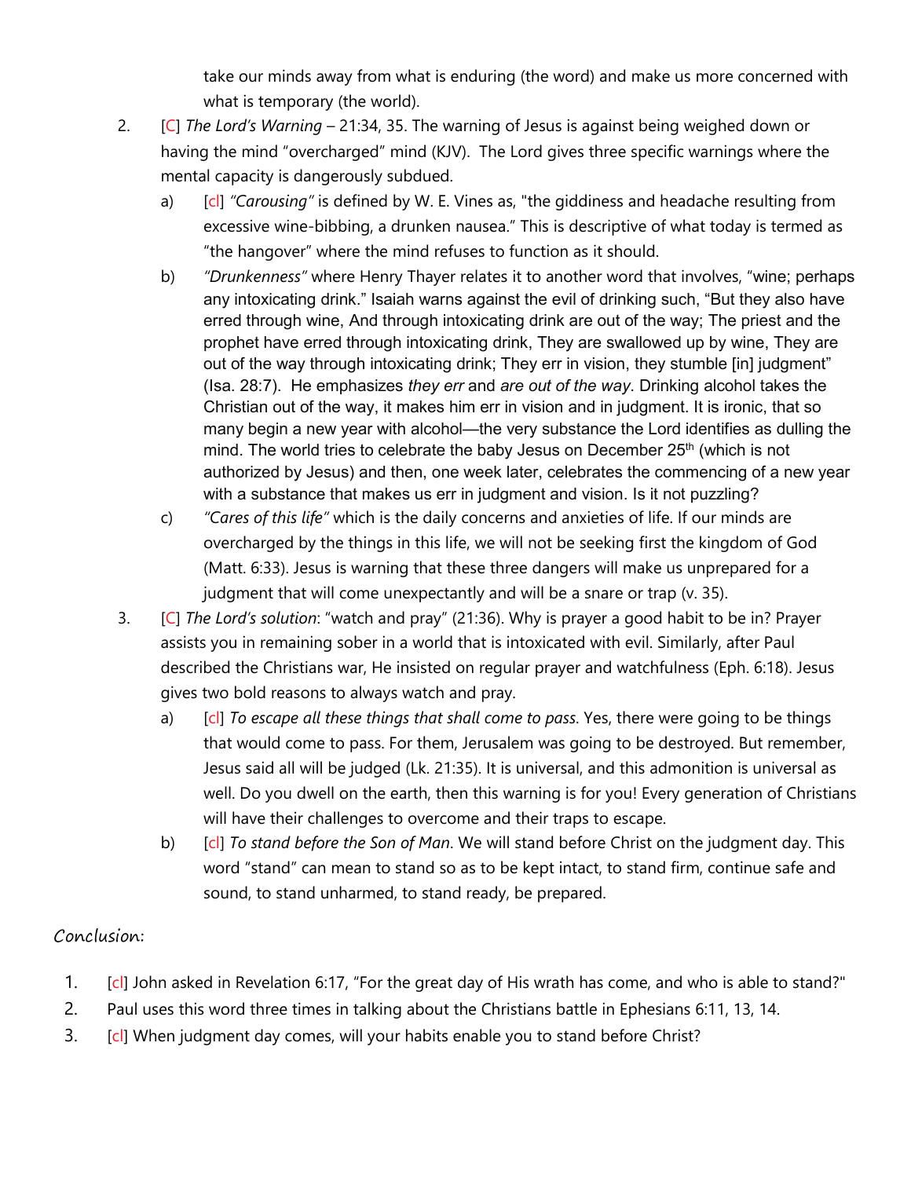take our minds away from what is enduring (the word) and make us more concerned with what is temporary (the world).

2. [C] *The Lord's Warning* – 21:34, 35. The warning of Jesus is against being weighed down or having the mind "overcharged" mind (KJV). The Lord gives three specific warnings where the mental capacity is dangerously subdued.
   a) [cl] *"Carousing"* is defined by W. E. Vines as, "the giddiness and headache resulting from excessive wine-bibbing, a drunken nausea." This is descriptive of what today is termed as "the hangover" where the mind refuses to function as it should.
   b) *"Drunkenness"* where Henry Thayer relates it to another word that involves, "wine; perhaps any intoxicating drink." Isaiah warns against the evil of drinking such, "But they also have erred through wine, And through intoxicating drink are out of the way; The priest and the prophet have erred through intoxicating drink, They are swallowed up by wine, They are out of the way through intoxicating drink; They err in vision, they stumble [in] judgment" (Isa. 28:7). He emphasizes *they err* and *are out of the way*. Drinking alcohol takes the Christian out of the way, it makes him err in vision and in judgment. It is ironic, that so many begin a new year with alcohol—the very substance the Lord identifies as dulling the mind. The world tries to celebrate the baby Jesus on December 25th (which is not authorized by Jesus) and then, one week later, celebrates the commencing of a new year with a substance that makes us err in judgment and vision. Is it not puzzling?
   c) *"Cares of this life"* which is the daily concerns and anxieties of life. If our minds are overcharged by the things in this life, we will not be seeking first the kingdom of God (Matt. 6:33). Jesus is warning that these three dangers will make us unprepared for a judgment that will come unexpectantly and will be a snare or trap (v. 35).

3. [C] *The Lord's solution*: "watch and pray" (21:36). Why is prayer a good habit to be in? Prayer assists you in remaining sober in a world that is intoxicated with evil. Similarly, after Paul described the Christians war, He insisted on regular prayer and watchfulness (Eph. 6:18). Jesus gives two bold reasons to always watch and pray.
   a) [cl] *To escape all these things that shall come to pass*. Yes, there were going to be things that would come to pass. For them, Jerusalem was going to be destroyed. But remember, Jesus said all will be judged (Lk. 21:35). It is universal, and this admonition is universal as well. Do you dwell on the earth, then this warning is for you! Every generation of Christians will have their challenges to overcome and their traps to escape.
   b) [cl] *To stand before the Son of Man*. We will stand before Christ on the judgment day. This word "stand" can mean to stand so as to be kept intact, to stand firm, continue safe and sound, to stand unharmed, to stand ready, be prepared.

Conclusion:

1. [cl] John asked in Revelation 6:17, "For the great day of His wrath has come, and who is able to stand?"
2. Paul uses this word three times in talking about the Christians battle in Ephesians 6:11, 13, 14.
3. [cl] When judgment day comes, will your habits enable you to stand before Christ?